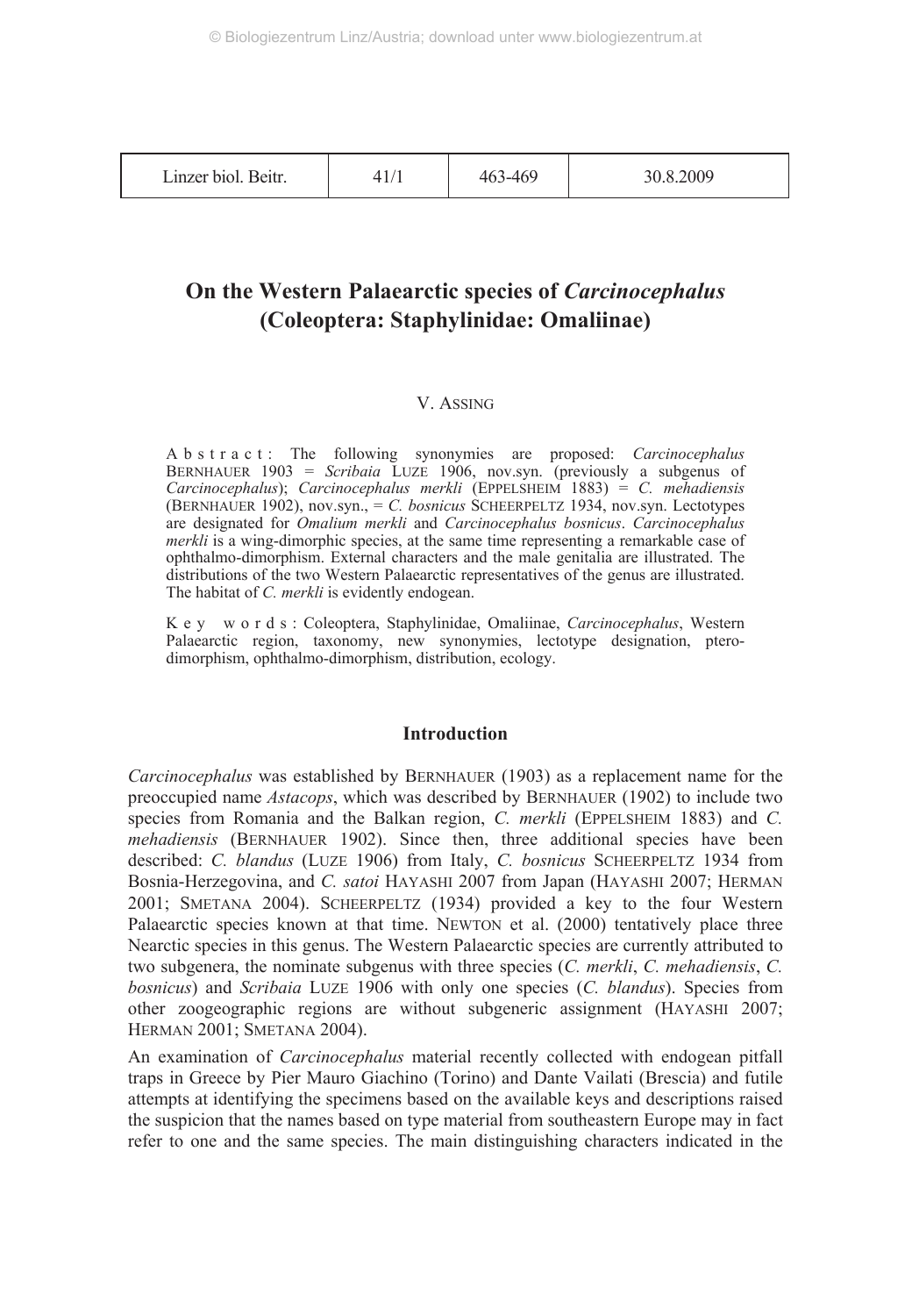# On the Western Palaearctic species of *Carcinocephalus* (Coleoptera: Staphylinidae: Omaliinae)

V. ASSING

Abstract: The following synonymies are proposed: *Carcinocephalus* BERNHAUER 1903 = *Scribaia* LUZE 1906, nov.syn. (previously a subgenus of *Carcinocephalus*); *Carcinocephalus merkli* (EPPELSHEIM 1883) = *C. mehadiensis* (BERNHAUER 1902), nov.syn., = *C. bosnicus* SCHEERPELTZ 1934, nov.syn. Lectotypes are designated for *Omalium merkli* and *Carcinocephalus bosnicus*. *Carcinocephalus merkli* is a wing-dimorphic species, at the same time representing a remarkable case of ophthalmo-dimorphism. External characters and the male genitalia are illustrated. The distributions of the two Western Palaearctic representatives of the genus are illustrated. The habitat of *C. merkli* is evidently endogean.

Key words: Coleoptera, Staphylinidae, Omaliinae, *Carcinocephalus*, Western Palaearctic region, taxonomy, new synonymies, lectotype designation, ptero-dimorphism, ophthalmo-dimorphism, distribution, ecology.

## Introduction

*Carcinocephalus* was established by BERNHAUER (1903) as a replacement name for the preoccupied name *Astacops*, which was described by BERNHAUER (1902) to include two species from Romania and the Balkan region, *C. merkli* (EPPELSHEIM 1883) and *C. mehadiensis* (BERNHAUER 1902). Since then, three additional species have been described: *C. blandus* (LUZE 1906) from Italy, *C. bosnicus* SCHEERPELTZ 1934 from Bosnia-Herzegovina, and *C. satoi* HAYASHI 2007 from Japan (HAYASHI 2007; HERMAN 2001; SMETANA 2004). SCHEERPELTZ (1934) provided a key to the four Western Palaearctic species known at that time. NEWTON et al. (2000) tentatively place three Nearctic species in this genus. The Western Palaearctic species are currently attributed to two subgenera, the nominate subgenus with three species (*C. merkli*, *C. mehadiensis*, *C. bosnicus*) and *Scribaia* LUZE 1906 with only one species (*C. blandus*). Species from other zoogeographic regions are without subgeneric assignment (HAYASHI 2007; HERMAN 2001; SMETANA 2004).

An examination of *Carcinocephalus* material recently collected with endogean pitfall traps in Greece by Pier Mauro Giachino (Torino) and Dante Vailati (Brescia) and futile attempts at identifying the specimens based on the available keys and descriptions raised the suspicion that the names based on type material from southeastern Europe may in fact refer to one and the same species. The main distinguishing characters indicated in the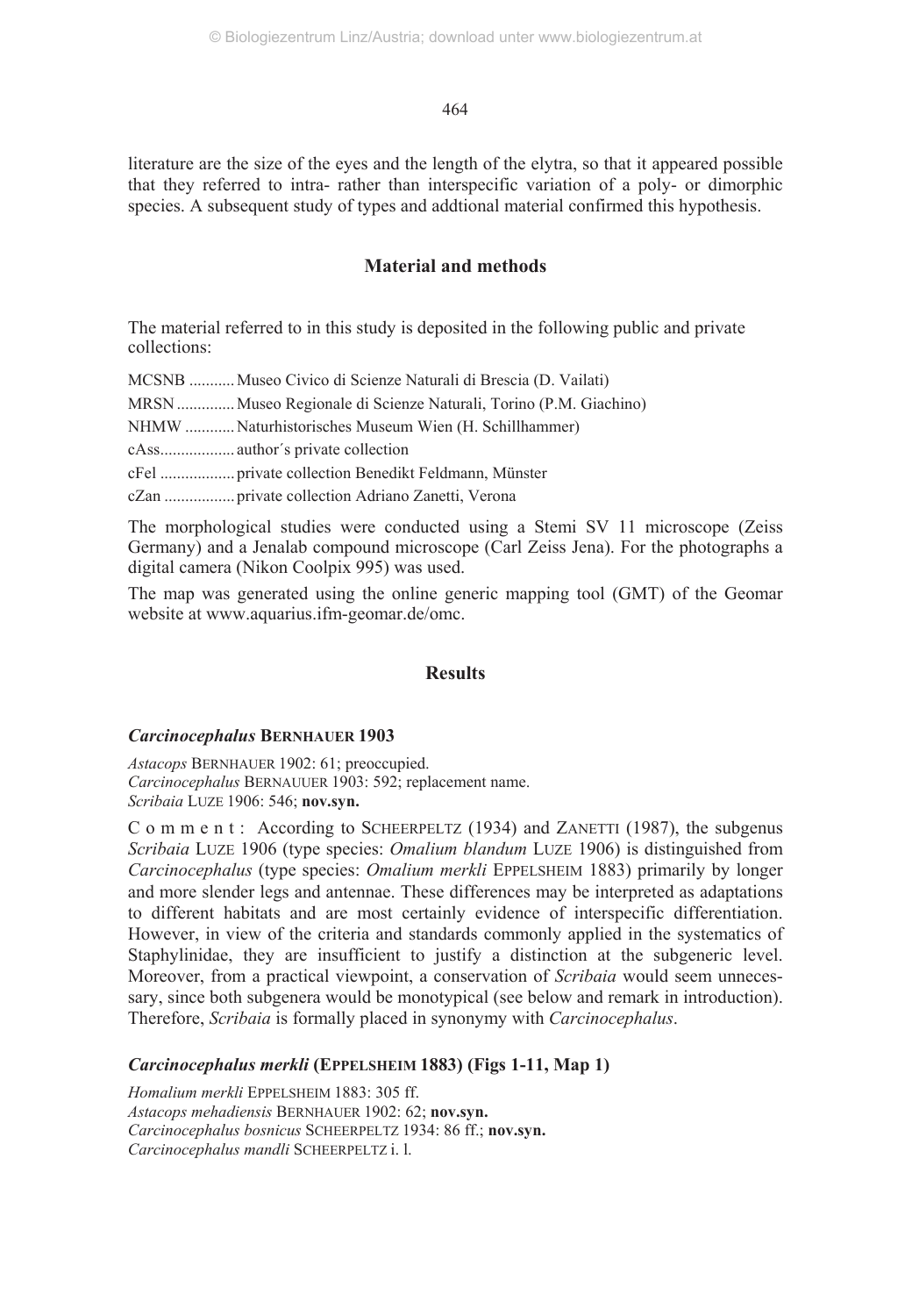literature are the size of the eyes and the length of the elytra, so that it appeared possible that they referred to intra- rather than interspecific variation of a poly- or dimorphic species. A subsequent study of types and addtional material confirmed this hypothesis.

## Material and methods

The material referred to in this study is deposited in the following public and private collections:

MCSNB ........... Museo Civico di Scienze Naturali di Brescia (D. Vailati)
MRSN .............. Museo Regionale di Scienze Naturali, Torino (P.M. Giachino)
NHMW ............ Naturhistorisches Museum Wien (H. Schillhammer)
cAss.................. author´s private collection
cFel .................. private collection Benedikt Feldmann, Münster
cZan ................. private collection Adriano Zanetti, Verona

The morphological studies were conducted using a Stemi SV 11 microscope (Zeiss Germany) and a Jenalab compound microscope (Carl Zeiss Jena). For the photographs a digital camera (Nikon Coolpix 995) was used.

The map was generated using the online generic mapping tool (GMT) of the Geomar website at www.aquarius.ifm-geomar.de/omc.

## Results

### *Carcinocephalus* BERNHAUER 1903

*Astacops* BERNHAUER 1902: 61; preoccupied.
*Carcinocephalus* BERNAUUER 1903: 592; replacement name.
*Scribaia* LUZE 1906: 546; **nov.syn.**

Comment: According to SCHEERPELTZ (1934) and ZANETTI (1987), the subgenus *Scribaia* LUZE 1906 (type species: *Omalium blandum* LUZE 1906) is distinguished from *Carcinocephalus* (type species: *Omalium merkli* EPPELSHEIM 1883) primarily by longer and more slender legs and antennae. These differences may be interpreted as adaptations to different habitats and are most certainly evidence of interspecific differentiation. However, in view of the criteria and standards commonly applied in the systematics of Staphylinidae, they are insufficient to justify a distinction at the subgeneric level. Moreover, from a practical viewpoint, a conservation of *Scribaia* would seem unnecessary, since both subgenera would be monotypical (see below and remark in introduction). Therefore, *Scribaia* is formally placed in synonymy with *Carcinocephalus*.

### *Carcinocephalus merkli* (EPPELSHEIM 1883) (Figs 1-11, Map 1)

*Homalium merkli* EPPELSHEIM 1883: 305 ff.
*Astacops mehadiensis* BERNHAUER 1902: 62; **nov.syn.**
*Carcinocephalus bosnicus* SCHEERPELTZ 1934: 86 ff.; **nov.syn.**
*Carcinocephalus mandli* SCHEERPELTZ i. l.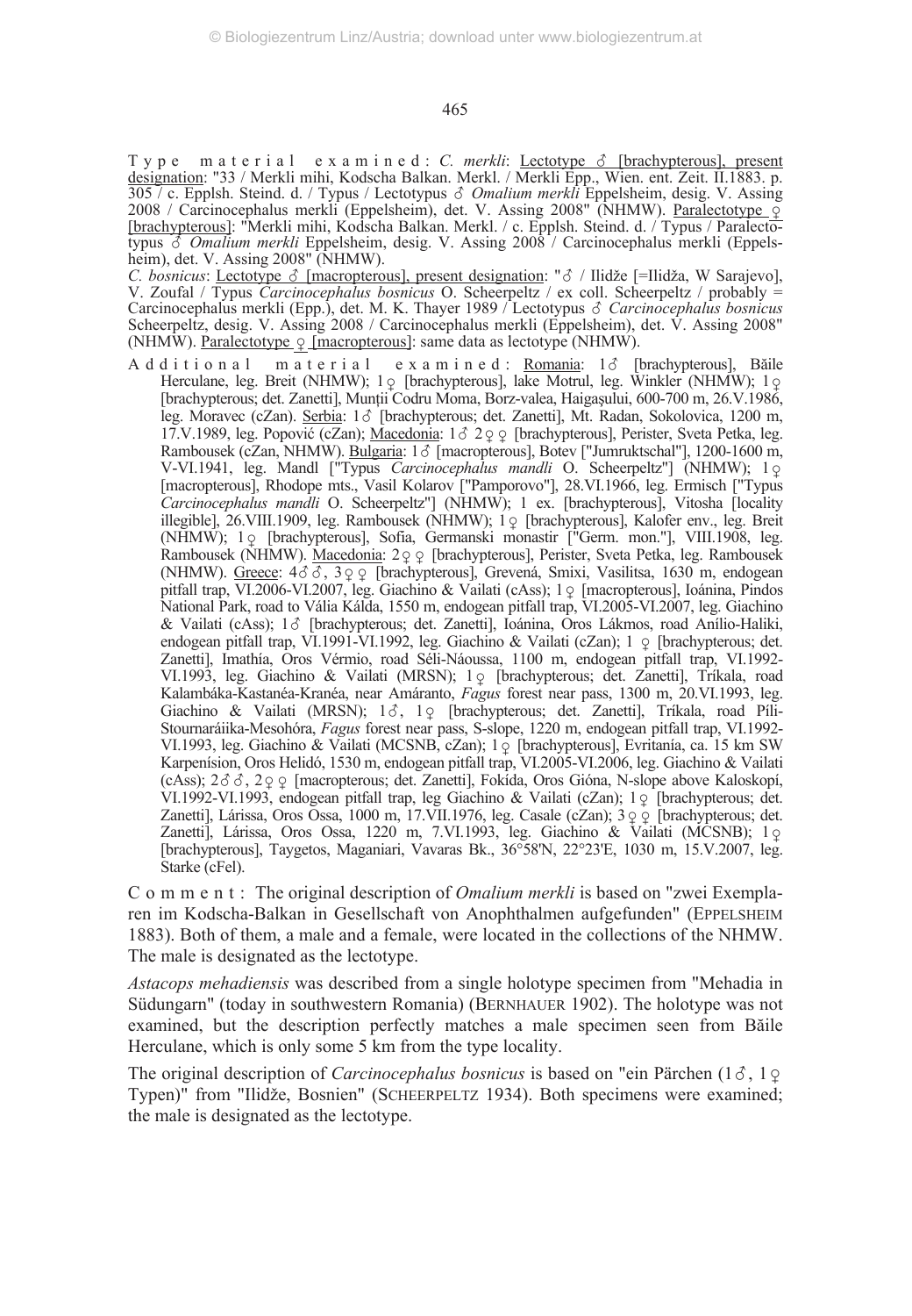T y p e  m a t e r i a l  e x a m i n e d : *C. merkli*: Lectotype ♂ [brachypterous], present designation: "33 / Merkli mihi, Kodscha Balkan. Merkl. / Merkli Epp., Wien. ent. Zeit. II.1883. p. 305 / c. Epplsh. Steind. d. / Typus / Lectotypus ♂ *Omalium merkli* Eppelsheim, desig. V. Assing 2008 / Carcinocephalus merkli (Eppelsheim), det. V. Assing 2008" (NHMW). Paralectotype ♀ [brachypterous]: "Merkli mihi, Kodscha Balkan. Merkl. / c. Epplsh. Steind. d. / Typus / Paralectotypus ♂ *Omalium merkli* Eppelsheim, desig. V. Assing 2008 / Carcinocephalus merkli (Eppelsheim), det. V. Assing 2008" (NHMW).

*C. bosnicus*: Lectotype ♂ [macropterous], present designation: "♂ / Ilidže [=Ilidža, W Sarajevo], V. Zoufal / Typus *Carcinocephalus bosnicus* O. Scheerpeltz / ex coll. Scheerpeltz / probably = Carcinocephalus merkli (Epp.), det. M. K. Thayer 1989 / Lectotypus ♂ *Carcinocephalus bosnicus* Scheerpeltz, desig. V. Assing 2008 / Carcinocephalus merkli (Eppelsheim), det. V. Assing 2008" (NHMW). Paralectotype ♀ [macropterous]: same data as lectotype (NHMW).

A d d i t i o n a l  m a t e r i a l  e x a m i n e d : Romania: 1♂ [brachypterous], Băile Herculane, leg. Breit (NHMW); 1♀ [brachypterous], lake Motrul, leg. Winkler (NHMW); 1♀ [brachypterous; det. Zanetti], Munții Codru Moma, Borz-valea, Haigaşului, 600-700 m, 26.V.1986, leg. Moravec (cZan). Serbia: 1♂ [brachypterous; det. Zanetti], Mt. Radan, Sokolovica, 1200 m, 17.V.1989, leg. Popović (cZan); Macedonia: 1♂ 2♀♀ [brachypterous], Perister, Sveta Petka, leg. Rambousek (cZan, NHMW). Bulgaria: 1♂ [macropterous], Botev ["Jumruktschal"], 1200-1600 m, V-VI.1941, leg. Mandl ["Typus *Carcinocephalus mandli* O. Scheerpeltz"] (NHMW); 1♀ [macropterous], Rhodope mts., Vasil Kolarov ["Pamporovo"], 28.VI.1966, leg. Ermisch ["Typus *Carcinocephalus mandli* O. Scheerpeltz"] (NHMW); 1 ex. [brachypterous], Vitosha [locality illegible], 26.VIII.1909, leg. Rambousek (NHMW); 1♀ [brachypterous], Kalofer env., leg. Breit (NHMW); 1♀ [brachypterous], Sofia, Germanski monastir ["Germ. mon."], VIII.1908, leg. Rambousek (NHMW). Macedonia: 2♀♀ [brachypterous], Perister, Sveta Petka, leg. Rambousek (NHMW). Greece: 4♂♂, 3♀♀ [brachypterous], Grevená, Smixi, Vasilitsa, 1630 m, endogean pitfall trap, VI.2006-VI.2007, leg. Giachino & Vailati (cAss); 1♀ [macropterous], Ioánina, Pindos National Park, road to Vália Kálda, 1550 m, endogean pitfall trap, VI.2005-VI.2007, leg. Giachino & Vailati (cAss); 1♂ [brachypterous; det. Zanetti], Ioánina, Oros Lákmos, road Anílio-Haliki, endogean pitfall trap, VI.1991-VI.1992, leg. Giachino & Vailati (cZan); 1 ♀ [brachypterous; det. Zanetti], Imathía, Oros Vérmio, road Séli-Náoussa, 1100 m, endogean pitfall trap, VI.1992-VI.1993, leg. Giachino & Vailati (MRSN); 1♀ [brachypterous; det. Zanetti], Tríkala, road Kalambáka-Kastanéa-Kranéa, near Amáranto, *Fagus* forest near pass, 1300 m, 20.VI.1993, leg. Giachino & Vailati (MRSN); 1♂, 1♀ [brachypterous; det. Zanetti], Tríkala, road Píli-Stournaráiika-Mesohóra, *Fagus* forest near pass, S-slope, 1220 m, endogean pitfall trap, VI.1992-VI.1993, leg. Giachino & Vailati (MCSNB, cZan); 1♀ [brachypterous], Evritanía, ca. 15 km SW Karpenísion, Oros Helidó, 1530 m, endogean pitfall trap, VI.2005-VI.2006, leg. Giachino & Vailati (cAss); 2♂♂, 2♀♀ [macropterous; det. Zanetti], Fokída, Oros Gióna, N-slope above Kaloskopí, VI.1992-VI.1993, endogean pitfall trap, leg Giachino & Vailati (cZan); 1♀ [brachypterous; det. Zanetti], Lárissa, Oros Ossa, 1000 m, 17.VII.1976, leg. Casale (cZan); 3♀♀ [brachypterous; det. Zanetti], Lárissa, Oros Ossa, 1220 m, 7.VI.1993, leg. Giachino & Vailati (MCSNB); 1♀ [brachypterous], Taygetos, Maganiari, Vavaras Bk., 36°58'N, 22°23'E, 1030 m, 15.V.2007, leg. Starke (cFel).

C o m m e n t : The original description of *Omalium merkli* is based on "zwei Exemplaren im Kodscha-Balkan in Gesellschaft von Anophthalmen aufgefunden" (EPPELSHEIM 1883). Both of them, a male and a female, were located in the collections of the NHMW. The male is designated as the lectotype.

*Astacops mehadiensis* was described from a single holotype specimen from "Mehadia in Südungarn" (today in southwestern Romania) (BERNHAUER 1902). The holotype was not examined, but the description perfectly matches a male specimen seen from Băile Herculane, which is only some 5 km from the type locality.

The original description of *Carcinocephalus bosnicus* is based on "ein Pärchen (1♂, 1♀ Typen)" from "Ilidže, Bosnien" (SCHEERPELTZ 1934). Both specimens were examined; the male is designated as the lectotype.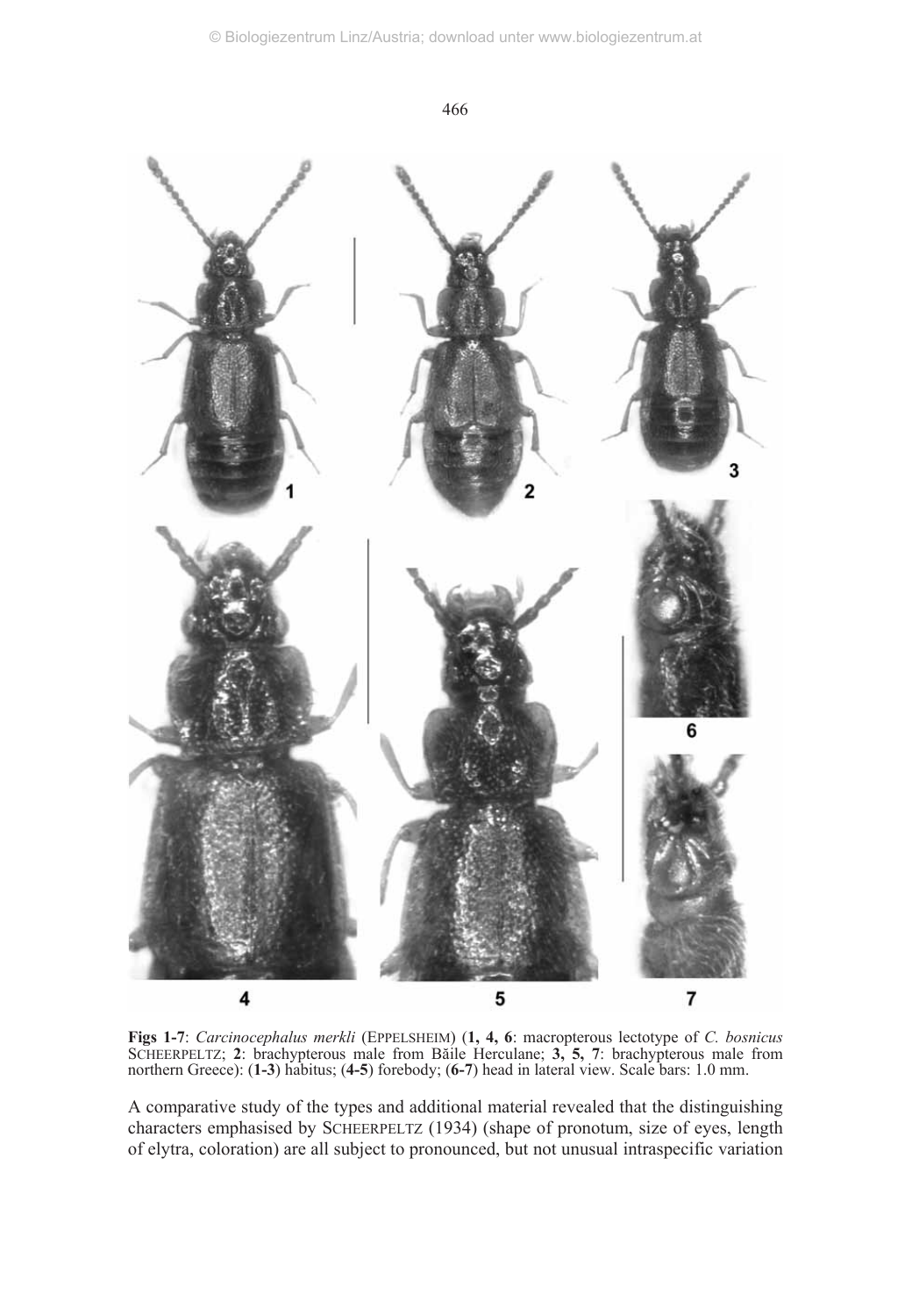**Figs 1-7**: *Carcinocephalus merkli* (EPPELSHEIM) (**1, 4, 6**: macropterous lectotype of *C. bosnicus* SCHEERPELTZ; **2**: brachypterous male from Băile Herculane; **3, 5, 7**: brachypterous male from northern Greece): (**1-3**) habitus; (**4-5**) forebody; (**6-7**) head in lateral view. Scale bars: 1.0 mm.

A comparative study of the types and additional material revealed that the distinguishing characters emphasised by SCHEERPELTZ (1934) (shape of pronotum, size of eyes, length of elytra, coloration) are all subject to pronounced, but not unusual intraspecific variation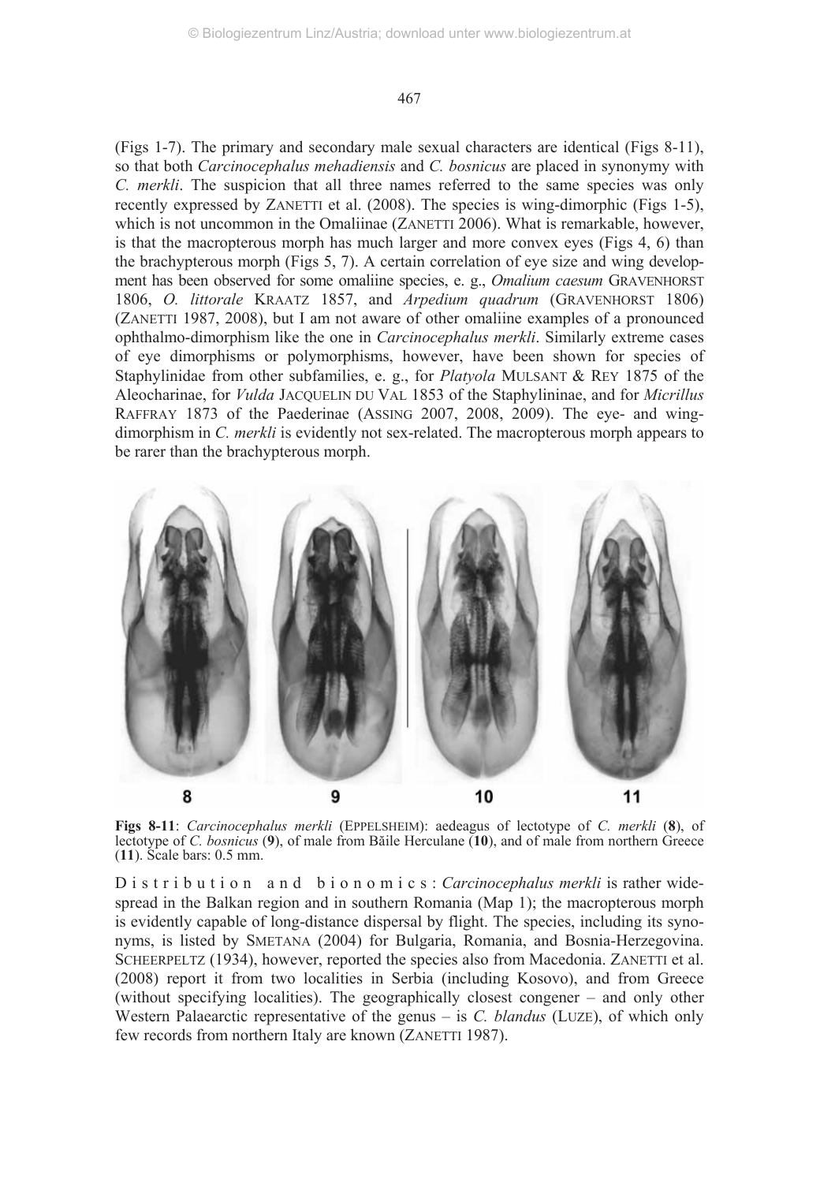(Figs 1-7). The primary and secondary male sexual characters are identical (Figs 8-11), so that both *Carcinocephalus mehadiensis* and *C. bosnicus* are placed in synonymy with *C. merkli*. The suspicion that all three names referred to the same species was only recently expressed by ZANETTI et al. (2008). The species is wing-dimorphic (Figs 1-5), which is not uncommon in the Omaliinae (ZANETTI 2006). What is remarkable, however, is that the macropterous morph has much larger and more convex eyes (Figs 4, 6) than the brachypterous morph (Figs 5, 7). A certain correlation of eye size and wing development has been observed for some omaliine species, e. g., *Omalium caesum* GRAVENHORST 1806, *O. littorale* KRAATZ 1857, and *Arpedium quadrum* (GRAVENHORST 1806) (ZANETTI 1987, 2008), but I am not aware of other omaliine examples of a pronounced ophthalmo-dimorphism like the one in *Carcinocephalus merkli*. Similarly extreme cases of eye dimorphisms or polymorphisms, however, have been shown for species of Staphylinidae from other subfamilies, e. g., for *Platyola* MULSANT & REY 1875 of the Aleocharinae, for *Vulda* JACQUELIN DU VAL 1853 of the Staphylininae, and for *Micrillus* RAFFRAY 1873 of the Paederinae (ASSING 2007, 2008, 2009). The eye- and wing-dimorphism in *C. merkli* is evidently not sex-related. The macropterous morph appears to be rarer than the brachypterous morph.

**Figs 8-11**: *Carcinocephalus merkli* (EPPELSHEIM): aedeagus of lectotype of *C. merkli* (**8**), of lectotype of *C. bosnicus* (**9**), of male from Băile Herculane (**10**), and of male from northern Greece (**11**). Scale bars: 0.5 mm.

Distribution and bionomics: *Carcinocephalus merkli* is rather widespread in the Balkan region and in southern Romania (Map 1); the macropterous morph is evidently capable of long-distance dispersal by flight. The species, including its synonyms, is listed by SMETANA (2004) for Bulgaria, Romania, and Bosnia-Herzegovina. SCHEERPELTZ (1934), however, reported the species also from Macedonia. ZANETTI et al. (2008) report it from two localities in Serbia (including Kosovo), and from Greece (without specifying localities). The geographically closest congener – and only other Western Palaearctic representative of the genus – is *C. blandus* (LUZE), of which only few records from northern Italy are known (ZANETTI 1987).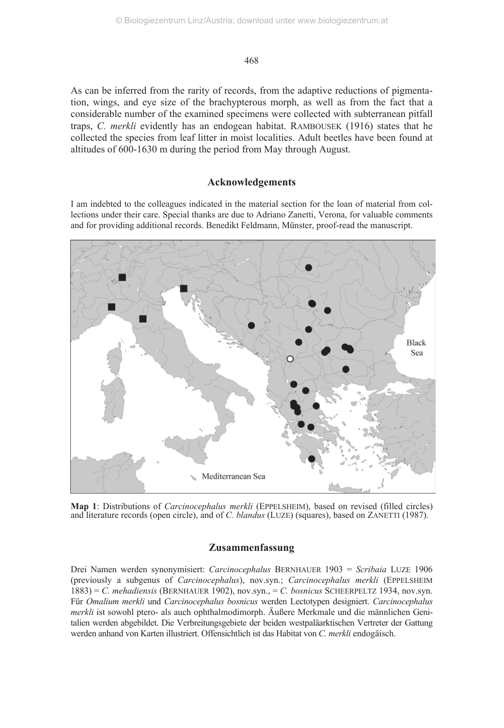As can be inferred from the rarity of records, from the adaptive reductions of pigmentation, wings, and eye size of the brachypterous morph, as well as from the fact that a considerable number of the examined specimens were collected with subterranean pitfall traps, *C. merkli* evidently has an endogean habitat. RAMBOUSEK (1916) states that he collected the species from leaf litter in moist localities. Adult beetles have been found at altitudes of 600-1630 m during the period from May through August.

## Acknowledgements

I am indebted to the colleagues indicated in the material section for the loan of material from collections under their care. Special thanks are due to Adriano Zanetti, Verona, for valuable comments and for providing additional records. Benedikt Feldmann, Münster, proof-read the manuscript.

**Map 1**: Distributions of *Carcinocephalus merkli* (EPPELSHEIM), based on revised (filled circles) and literature records (open circle), and of *C. blandus* (LUZE) (squares), based on ZANETTI (1987).

## Zusammenfassung

Drei Namen werden synonymisiert: *Carcinocephalus* BERNHAUER 1903 = *Scribaia* LUZE 1906 (previously a subgenus of *Carcinocephalus*), nov.syn.; *Carcinocephalus merkli* (EPPELSHEIM 1883) = *C. mehadiensis* (BERNHAUER 1902), nov.syn., = *C. bosnicus* SCHEERPELTZ 1934, nov.syn. Für *Omalium merkli* und *Carcinocephalus bosnicus* werden Lectotypen designiert. *Carcinocephalus merkli* ist sowohl ptero- als auch ophthalmodimorph. Äußere Merkmale und die männlichen Genitalien werden abgebildet. Die Verbreitungsgebiete der beiden westpaläarktischen Vertreter der Gattung werden anhand von Karten illustriert. Offensichtlich ist das Habitat von *C. merkli* endogäisch.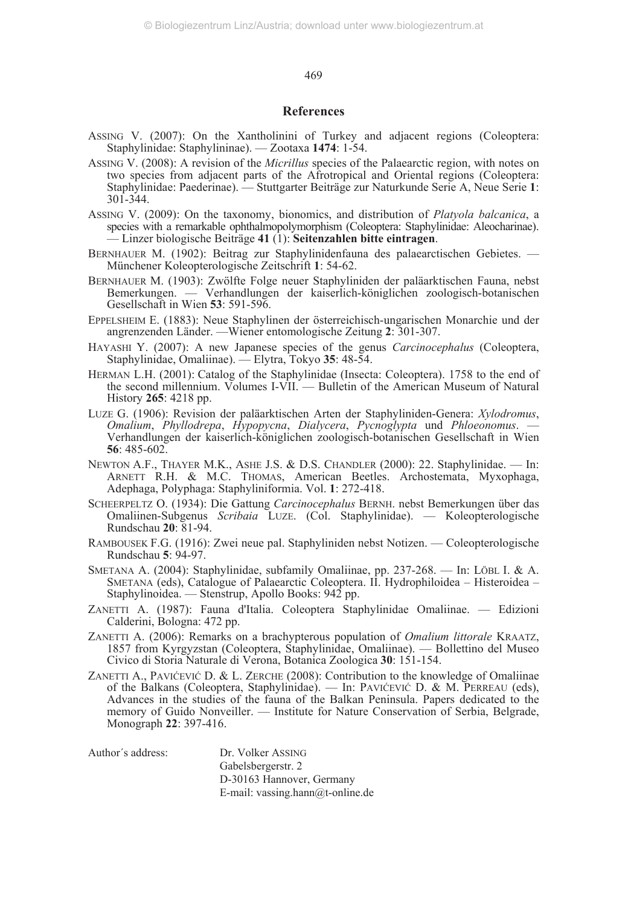## References

ASSING V. (2007): On the Xantholinini of Turkey and adjacent regions (Coleoptera: Staphylinidae: Staphylininae). — Zootaxa **1474**: 1-54.

ASSING V. (2008): A revision of the *Micrillus* species of the Palaearctic region, with notes on two species from adjacent parts of the Afrotropical and Oriental regions (Coleoptera: Staphylinidae: Paederinae). — Stuttgarter Beiträge zur Naturkunde Serie A, Neue Serie **1**: 301-344.

ASSING V. (2009): On the taxonomy, bionomics, and distribution of *Platyola balcanica*, a species with a remarkable ophthalmopolymorphism (Coleoptera: Staphylinidae: Aleocharinae). — Linzer biologische Beiträge **41** (1): **Seitenzahlen bitte eintragen**.

BERNHAUER M. (1902): Beitrag zur Staphylinidenfauna des palaearctischen Gebietes. — Münchener Koleopterologische Zeitschrift **1**: 54-62.

BERNHAUER M. (1903): Zwölfte Folge neuer Staphyliniden der paläarktischen Fauna, nebst Bemerkungen. — Verhandlungen der kaiserlich-königlichen zoologisch-botanischen Gesellschaft in Wien **53**: 591-596.

EPPELSHEIM E. (1883): Neue Staphylinen der österreichisch-ungarischen Monarchie und der angrenzenden Länder. —Wiener entomologische Zeitung **2**: 301-307.

HAYASHI Y. (2007): A new Japanese species of the genus *Carcinocephalus* (Coleoptera, Staphylinidae, Omaliinae). — Elytra, Tokyo **35**: 48-54.

HERMAN L.H. (2001): Catalog of the Staphylinidae (Insecta: Coleoptera). 1758 to the end of the second millennium. Volumes I-VII. — Bulletin of the American Museum of Natural History **265**: 4218 pp.

LUZE G. (1906): Revision der paläarktischen Arten der Staphyliniden-Genera: *Xylodromus*, *Omalium*, *Phyllodrepa*, *Hypopycna*, *Dialycera*, *Pycnoglypta* und *Phloeonomus*. — Verhandlungen der kaiserlich-königlichen zoologisch-botanischen Gesellschaft in Wien **56**: 485-602.

NEWTON A.F., THAYER M.K., ASHE J.S. & D.S. CHANDLER (2000): 22. Staphylinidae. — In: ARNETT R.H. & M.C. THOMAS, American Beetles. Archostemata, Myxophaga, Adephaga, Polyphaga: Staphyliniformia. Vol. **1**: 272-418.

SCHEERPELTZ O. (1934): Die Gattung *Carcinocephalus* BERNH. nebst Bemerkungen über das Omaliinen-Subgenus *Scribaia* LUZE. (Col. Staphylinidae). — Koleopterologische Rundschau **20**: 81-94.

RAMBOUSEK F.G. (1916): Zwei neue pal. Staphyliniden nebst Notizen. — Coleopterologische Rundschau **5**: 94-97.

SMETANA A. (2004): Staphylinidae, subfamily Omaliinae, pp. 237-268. — In: LÖBL I. & A. SMETANA (eds), Catalogue of Palaearctic Coleoptera. II. Hydrophiloidea – Histeroidea – Staphylinoidea. — Stenstrup, Apollo Books: 942 pp.

ZANETTI A. (1987): Fauna d'Italia. Coleoptera Staphylinidae Omaliinae. — Edizioni Calderini, Bologna: 472 pp.

ZANETTI A. (2006): Remarks on a brachypterous population of *Omalium littorale* KRAATZ, 1857 from Kyrgyzstan (Coleoptera, Staphylinidae, Omaliinae). — Bollettino del Museo Civico di Storia Naturale di Verona, Botanica Zoologica **30**: 151-154.

ZANETTI A., PAVIĆEVIĆ D. & L. ZERCHE (2008): Contribution to the knowledge of Omaliinae of the Balkans (Coleoptera, Staphylinidae). — In: PAVIĆEVIĆ D. & M. PERREAU (eds), Advances in the studies of the fauna of the Balkan Peninsula. Papers dedicated to the memory of Guido Nonveiller. — Institute for Nature Conservation of Serbia, Belgrade, Monograph **22**: 397-416.

Author´s address:

Dr. Volker ASSING
Gabelsbergerstr. 2
D-30163 Hannover, Germany
E-mail: vassing.hann@t-online.de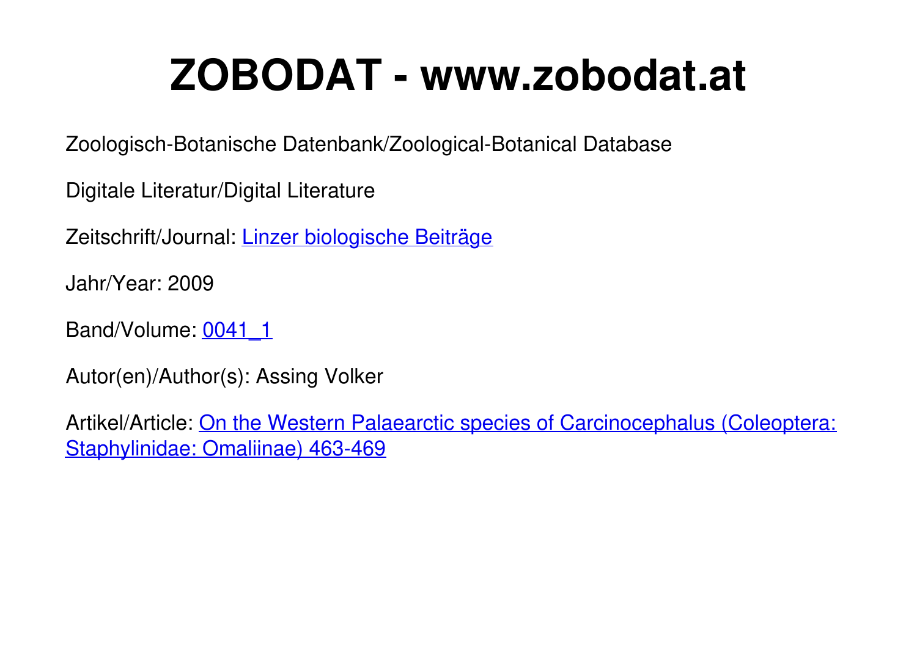# ZOBODAT - www.zobodat.at

Zoologisch-Botanische Datenbank/Zoological-Botanical Database

Digitale Literatur/Digital Literature

Zeitschrift/Journal: Linzer biologische Beiträge

Jahr/Year: 2009

Band/Volume: 0041_1

Autor(en)/Author(s): Assing Volker

Artikel/Article: On the Western Palaearctic species of Carcinocephalus (Coleoptera: Staphylinidae: Omaliinae) 463-469